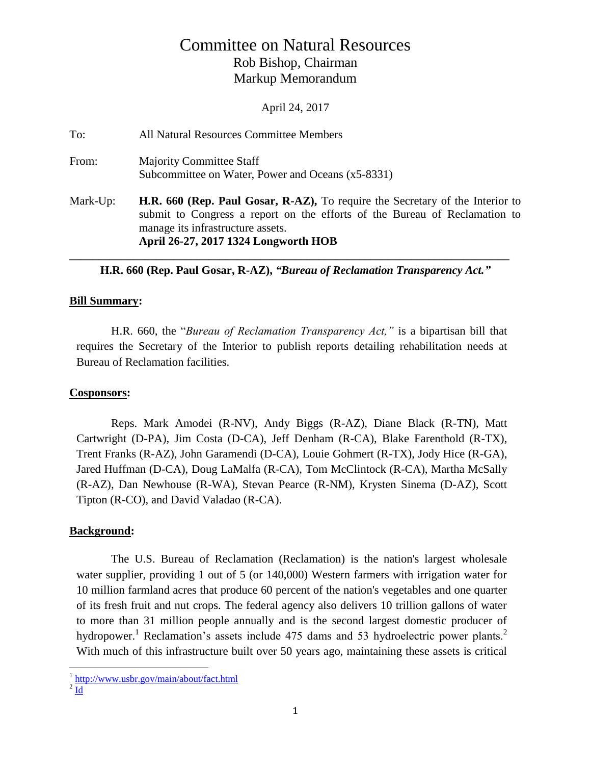# Committee on Natural Resources

## Rob Bishop, Chairman
## Markup Memorandum

April 24, 2017

To: All Natural Resources Committee Members

From: Majority Committee Staff
Subcommittee on Water, Power and Oceans (x5-8331)

Mark-Up: **H.R. 660 (Rep. Paul Gosar, R-AZ),** To require the Secretary of the Interior to submit to Congress a report on the efforts of the Bureau of Reclamation to manage its infrastructure assets.
**April 26-27, 2017 1324 Longworth HOB**

---

**H.R. 660 (Rep. Paul Gosar, R-AZ), *"Bureau of Reclamation Transparency Act."***

**Bill Summary:**

H.R. 660, the "*Bureau of Reclamation Transparency Act,"* is a bipartisan bill that requires the Secretary of the Interior to publish reports detailing rehabilitation needs at Bureau of Reclamation facilities.

**Cosponsors:**

Reps. Mark Amodei (R-NV), Andy Biggs (R-AZ), Diane Black (R-TN), Matt Cartwright (D-PA), Jim Costa (D-CA), Jeff Denham (R-CA), Blake Farenthold (R-TX), Trent Franks (R-AZ), John Garamendi (D-CA), Louie Gohmert (R-TX), Jody Hice (R-GA), Jared Huffman (D-CA), Doug LaMalfa (R-CA), Tom McClintock (R-CA), Martha McSally (R-AZ), Dan Newhouse (R-WA), Stevan Pearce (R-NM), Krysten Sinema (D-AZ), Scott Tipton (R-CO), and David Valadao (R-CA).

**Background:**

The U.S. Bureau of Reclamation (Reclamation) is the nation's largest wholesale water supplier, providing 1 out of 5 (or 140,000) Western farmers with irrigation water for 10 million farmland acres that produce 60 percent of the nation's vegetables and one quarter of its fresh fruit and nut crops. The federal agency also delivers 10 trillion gallons of water to more than 31 million people annually and is the second largest domestic producer of hydropower.[1] Reclamation's assets include 475 dams and 53 hydroelectric power plants.[2] With much of this infrastructure built over 50 years ago, maintaining these assets is critical

---

[1] http://www.usbr.gov/main/about/fact.html
[2] Id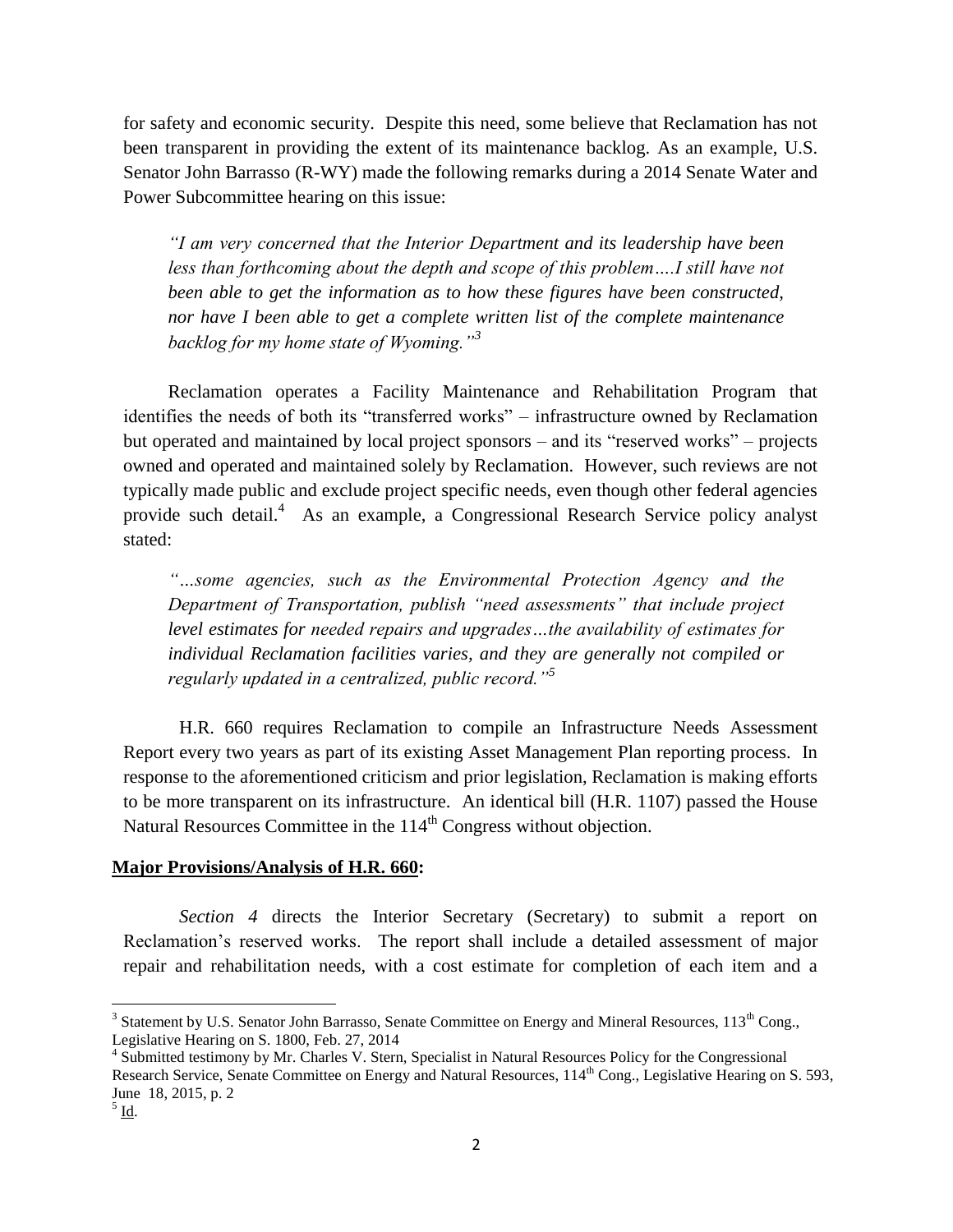for safety and economic security. Despite this need, some believe that Reclamation has not been transparent in providing the extent of its maintenance backlog. As an example, U.S. Senator John Barrasso (R-WY) made the following remarks during a 2014 Senate Water and Power Subcommittee hearing on this issue:

> *"I am very concerned that the Interior Department and its leadership have been less than forthcoming about the depth and scope of this problem….I still have not been able to get the information as to how these figures have been constructed, nor have I been able to get a complete written list of the complete maintenance backlog for my home state of Wyoming."*[3]

Reclamation operates a Facility Maintenance and Rehabilitation Program that identifies the needs of both its "transferred works" – infrastructure owned by Reclamation but operated and maintained by local project sponsors – and its "reserved works" – projects owned and operated and maintained solely by Reclamation. However, such reviews are not typically made public and exclude project specific needs, even though other federal agencies provide such detail.[4] As an example, a Congressional Research Service policy analyst stated:

> *"…some agencies, such as the Environmental Protection Agency and the Department of Transportation, publish "need assessments" that include project level estimates for needed repairs and upgrades…the availability of estimates for individual Reclamation facilities varies, and they are generally not compiled or regularly updated in a centralized, public record."*[5]

H.R. 660 requires Reclamation to compile an Infrastructure Needs Assessment Report every two years as part of its existing Asset Management Plan reporting process. In response to the aforementioned criticism and prior legislation, Reclamation is making efforts to be more transparent on its infrastructure. An identical bill (H.R. 1107) passed the House Natural Resources Committee in the 114th Congress without objection.

**Major Provisions/Analysis of H.R. 660:**

*Section 4* directs the Interior Secretary (Secretary) to submit a report on Reclamation's reserved works. The report shall include a detailed assessment of major repair and rehabilitation needs, with a cost estimate for completion of each item and a

---

[3] Statement by U.S. Senator John Barrasso, Senate Committee on Energy and Mineral Resources, 113th Cong., Legislative Hearing on S. 1800, Feb. 27, 2014

[4] Submitted testimony by Mr. Charles V. Stern, Specialist in Natural Resources Policy for the Congressional Research Service, Senate Committee on Energy and Natural Resources, 114th Cong., Legislative Hearing on S. 593, June 18, 2015, p. 2

[5] Id.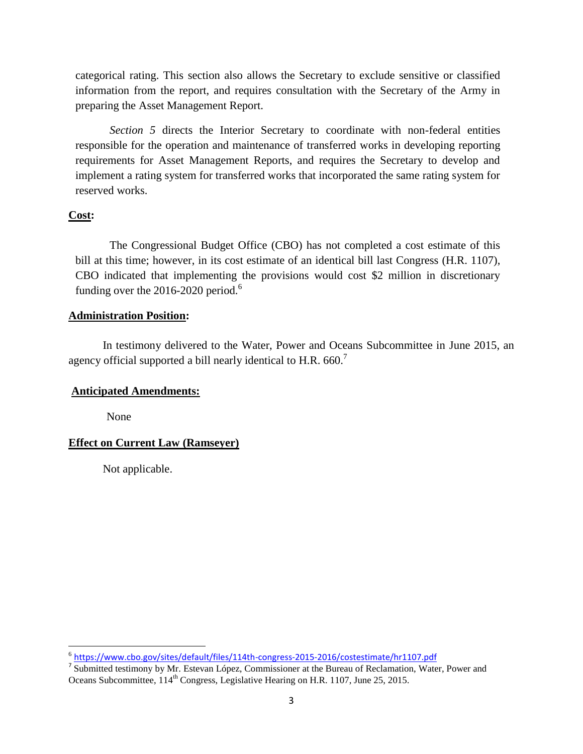categorical rating. This section also allows the Secretary to exclude sensitive or classified information from the report, and requires consultation with the Secretary of the Army in preparing the Asset Management Report.

*Section 5* directs the Interior Secretary to coordinate with non-federal entities responsible for the operation and maintenance of transferred works in developing reporting requirements for Asset Management Reports, and requires the Secretary to develop and implement a rating system for transferred works that incorporated the same rating system for reserved works.

**Cost:**

The Congressional Budget Office (CBO) has not completed a cost estimate of this bill at this time; however, in its cost estimate of an identical bill last Congress (H.R. 1107), CBO indicated that implementing the provisions would cost $2 million in discretionary funding over the 2016-2020 period.[6]

**Administration Position:**

In testimony delivered to the Water, Power and Oceans Subcommittee in June 2015, an agency official supported a bill nearly identical to H.R. 660.[7]

**Anticipated Amendments:**

None

**Effect on Current Law (Ramseyer)**

Not applicable.

---

[6] https://www.cbo.gov/sites/default/files/114th-congress-2015-2016/costestimate/hr1107.pdf

[7] Submitted testimony by Mr. Estevan López, Commissioner at the Bureau of Reclamation, Water, Power and Oceans Subcommittee, 114th Congress, Legislative Hearing on H.R. 1107, June 25, 2015.